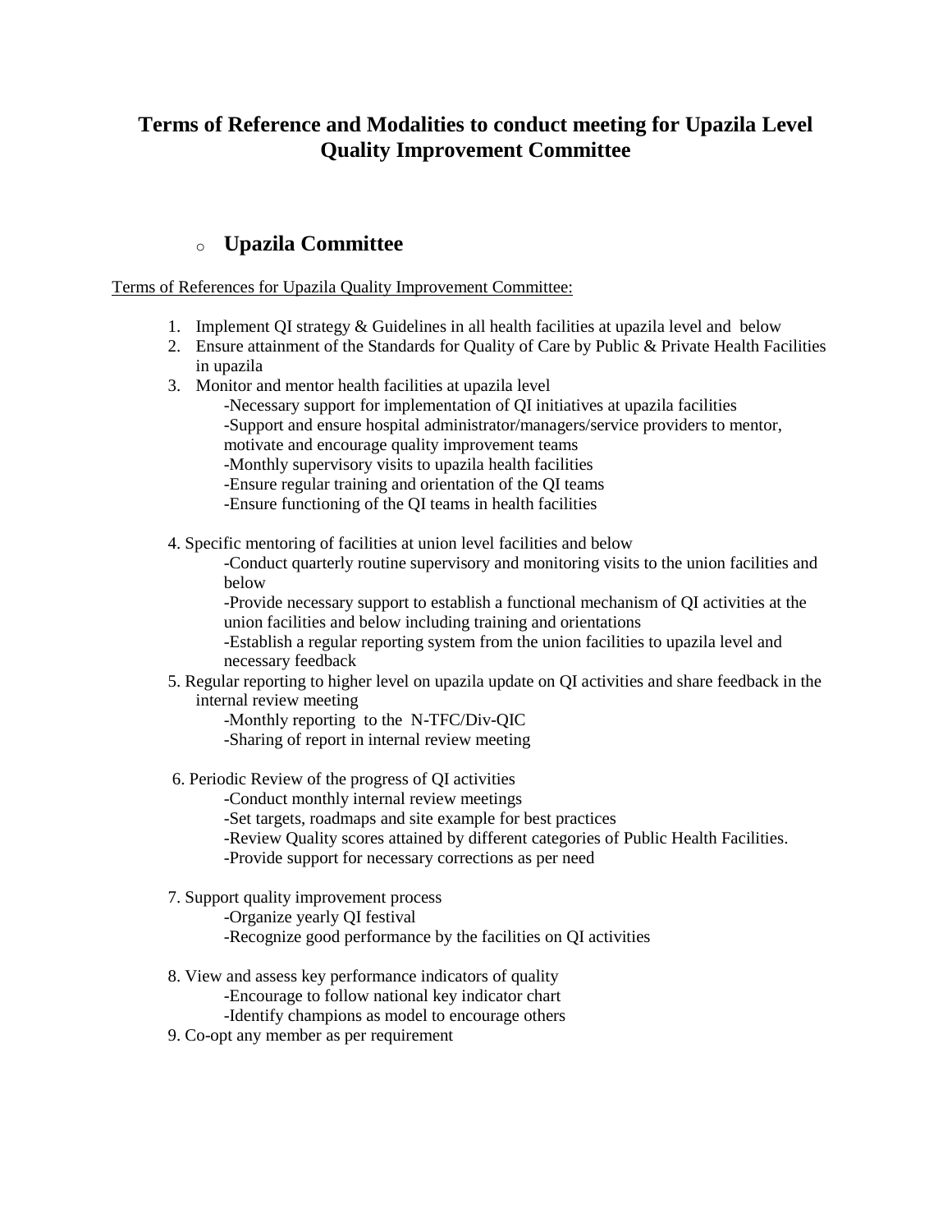# Terms of Reference and Modalities to conduct meeting for Upazila Level Quality Improvement Committee

- ## Upazila Committee

<u>Terms of References for Upazila Quality Improvement Committee:</u>

1. Implement QI strategy & Guidelines in all health facilities at upazila level and below
2. Ensure attainment of the Standards for Quality of Care by Public & Private Health Facilities in upazila
3. Monitor and mentor health facilities at upazila level
   - -Necessary support for implementation of QI initiatives at upazila facilities
   - -Support and ensure hospital administrator/managers/service providers to mentor, motivate and encourage quality improvement teams
   - -Monthly supervisory visits to upazila health facilities
   - -Ensure regular training and orientation of the QI teams
   - -Ensure functioning of the QI teams in health facilities

4. Specific mentoring of facilities at union level facilities and below
   - -Conduct quarterly routine supervisory and monitoring visits to the union facilities and below
   - -Provide necessary support to establish a functional mechanism of QI activities at the union facilities and below including training and orientations
   - -Establish a regular reporting system from the union facilities to upazila level and necessary feedback
5. Regular reporting to higher level on upazila update on QI activities and share feedback in the internal review meeting
   - -Monthly reporting to the N-TFC/Div-QIC
   - -Sharing of report in internal review meeting

6. Periodic Review of the progress of QI activities
   - -Conduct monthly internal review meetings
   - -Set targets, roadmaps and site example for best practices
   - -Review Quality scores attained by different categories of Public Health Facilities.
   - -Provide support for necessary corrections as per need

7. Support quality improvement process
   - -Organize yearly QI festival
   - -Recognize good performance by the facilities on QI activities

8. View and assess key performance indicators of quality
   - -Encourage to follow national key indicator chart
   - -Identify champions as model to encourage others
9. Co-opt any member as per requirement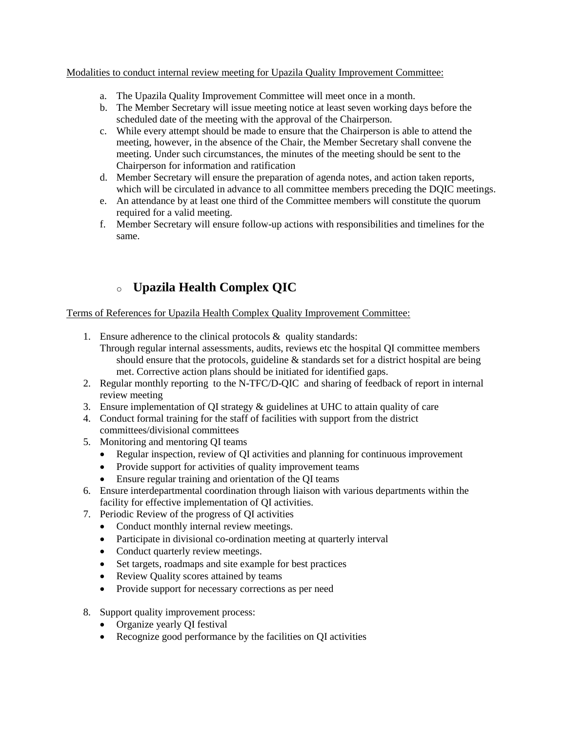Modalities to conduct internal review meeting for Upazila Quality Improvement Committee:

a. The Upazila Quality Improvement Committee will meet once in a month.
b. The Member Secretary will issue meeting notice at least seven working days before the scheduled date of the meeting with the approval of the Chairperson.
c. While every attempt should be made to ensure that the Chairperson is able to attend the meeting, however, in the absence of the Chair, the Member Secretary shall convene the meeting. Under such circumstances, the minutes of the meeting should be sent to the Chairperson for information and ratification
d. Member Secretary will ensure the preparation of agenda notes, and action taken reports, which will be circulated in advance to all committee members preceding the DQIC meetings.
e. An attendance by at least one third of the Committee members will constitute the quorum required for a valid meeting.
f. Member Secretary will ensure follow-up actions with responsibilities and timelines for the same.

- ## Upazila Health Complex QIC

Terms of References for Upazila Health Complex Quality Improvement Committee:

1. Ensure adherence to the clinical protocols & quality standards:
   Through regular internal assessments, audits, reviews etc the hospital QI committee members should ensure that the protocols, guideline & standards set for a district hospital are being met. Corrective action plans should be initiated for identified gaps.
2. Regular monthly reporting to the N-TFC/D-QIC and sharing of feedback of report in internal review meeting
3. Ensure implementation of QI strategy & guidelines at UHC to attain quality of care
4. Conduct formal training for the staff of facilities with support from the district committees/divisional committees
5. Monitoring and mentoring QI teams
   - Regular inspection, review of QI activities and planning for continuous improvement
   - Provide support for activities of quality improvement teams
   - Ensure regular training and orientation of the QI teams
6. Ensure interdepartmental coordination through liaison with various departments within the facility for effective implementation of QI activities.
7. Periodic Review of the progress of QI activities
   - Conduct monthly internal review meetings.
   - Participate in divisional co-ordination meeting at quarterly interval
   - Conduct quarterly review meetings.
   - Set targets, roadmaps and site example for best practices
   - Review Quality scores attained by teams
   - Provide support for necessary corrections as per need
8. Support quality improvement process:
   - Organize yearly QI festival
   - Recognize good performance by the facilities on QI activities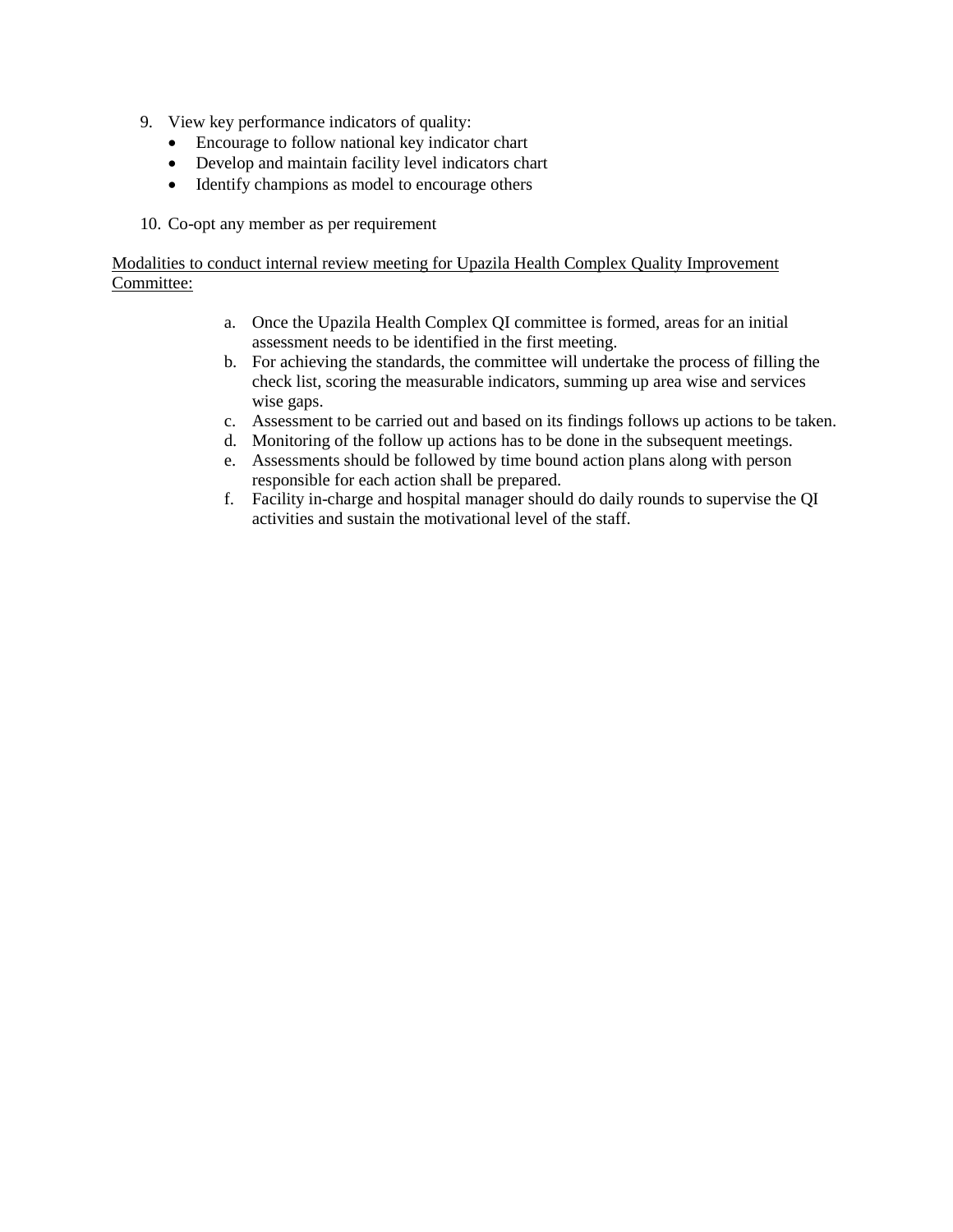9. View key performance indicators of quality:
   - Encourage to follow national key indicator chart
   - Develop and maintain facility level indicators chart
   - Identify champions as model to encourage others

10. Co-opt any member as per requirement

<u>Modalities to conduct internal review meeting for Upazila Health Complex Quality Improvement Committee:</u>

a. Once the Upazila Health Complex QI committee is formed, areas for an initial assessment needs to be identified in the first meeting.
b. For achieving the standards, the committee will undertake the process of filling the check list, scoring the measurable indicators, summing up area wise and services wise gaps.
c. Assessment to be carried out and based on its findings follows up actions to be taken.
d. Monitoring of the follow up actions has to be done in the subsequent meetings.
e. Assessments should be followed by time bound action plans along with person responsible for each action shall be prepared.
f. Facility in-charge and hospital manager should do daily rounds to supervise the QI activities and sustain the motivational level of the staff.